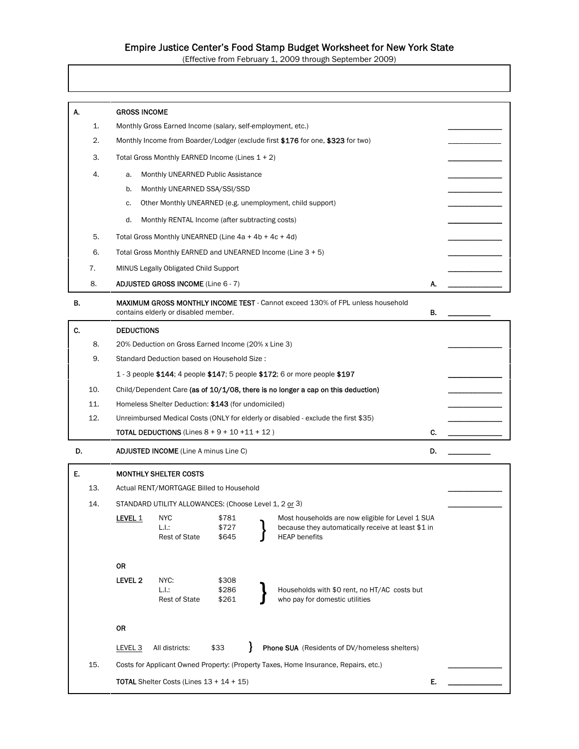# Empire Justice Center's Food Stamp Budget Worksheet for New York State

(Effective from February 1, 2009 through September 2009)

| | | | |
|---|---|---|---|
| **A.** | **GROSS INCOME** | | |
| 1. | Monthly Gross Earned Income (salary, self-employment, etc.) | | ___________ |
| 2. | Monthly Income from Boarder/Lodger (exclude first **$176** for one, **$323** for two) | | ___________ |
| 3. | Total Gross Monthly EARNED Income (Lines 1 + 2) | | ___________ |
| 4. | a. Monthly UNEARNED Public Assistance | | ___________ |
| | b. Monthly UNEARNED SSA/SSI/SSD | | ___________ |
| | c. Other Monthly UNEARNED (e.g. unemployment, child support) | | ___________ |
| | d. Monthly RENTAL Income (after subtracting costs) | | ___________ |
| 5. | Total Gross Monthly UNEARNED (Line 4a + 4b + 4c + 4d) | | ___________ |
| 6. | Total Gross Monthly EARNED and UNEARNED Income (Line 3 + 5) | | ___________ |
| 7. | MINUS Legally Obligated Child Support | | ___________ |
| 8. | **ADJUSTED GROSS INCOME** (Line 6 - 7) | **A.** | ___________ |
| **B.** | **MAXIMUM GROSS MONTHLY INCOME TEST** - Cannot exceed 130% of FPL unless household contains elderly or disabled member. | **B.** | ___________ |
| **C.** | **DEDUCTIONS** | | |
| 8. | 20% Deduction on Gross Earned Income (20% x Line 3) | | ___________ |
| 9. | Standard Deduction based on Household Size :<br>1 - 3 people **$144**; 4 people **$147**; 5 people **$172**; 6 or more people **$197** | | ___________ |
| 10. | Child/Dependent Care **(as of 10/1/08, there is no longer a cap on this deduction)** | | ___________ |
| 11. | Homeless Shelter Deduction: **$143** (for undomiciled) | | ___________ |
| 12. | Unreimbursed Medical Costs (ONLY for elderly or disabled - exclude the first $35) | | ___________ |
| | **TOTAL DEDUCTIONS** (Lines 8 + 9 + 10 +11 + 12 ) | **C.** | ___________ |
| **D.** | **ADJUSTED INCOME** (Line A minus Line C) | **D.** | ___________ |
| **E.** | **MONTHLY SHELTER COSTS** | | |
| 13. | Actual RENT/MORTGAGE Billed to Household | | ___________ |
| 14. | STANDARD UTILITY ALLOWANCES: (Choose Level 1, 2 or 3) | | ___________ |
| 15. | Costs for Applicant Owned Property: (Property Taxes, Home Insurance, Repairs, etc.) | | ___________ |
| | **TOTAL** Shelter Costs (Lines 13 + 14 + 15) | **E.** | ___________ |

**Standard Utility Allowances (Line 14):**

| Level | Area | Amount | Notes |
|---|---|---|---|
| LEVEL 1 | NYC | $781 | Most households are now eligible for Level 1 SUA because they automatically receive at least $1 in HEAP benefits |
| | L.I.: | $727 | |
| | Rest of State | $645 | |
| **OR** | | | |
| **LEVEL 2** | NYC: | $308 | Households with $0 rent, no HT/AC costs but who pay for domestic utilities |
| | L.I.: | $286 | |
| | Rest of State | $261 | |
| **OR** | | | |
| LEVEL 3 | All districts: | $33 | **Phone SUA** (Residents of DV/homeless shelters) |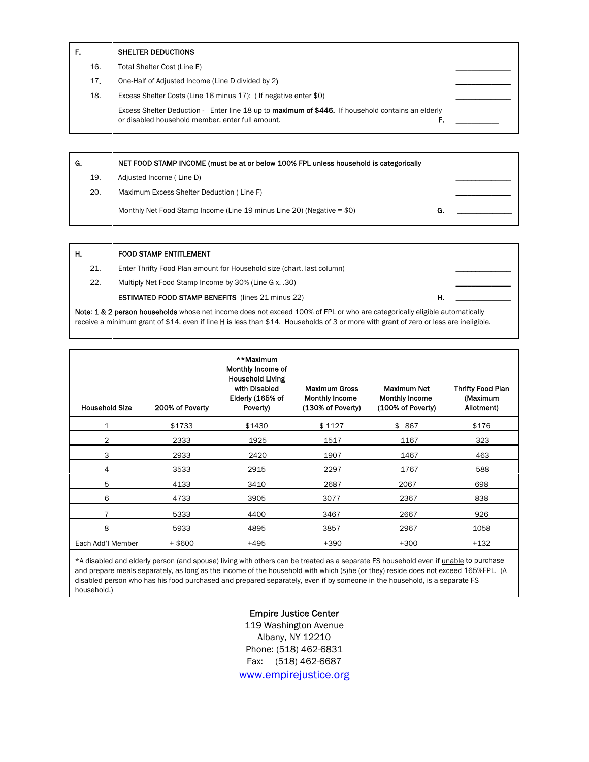| F. | SHELTER DEDUCTIONS | |
|---|---|---|
| 16. | Total Shelter Cost (Line E) | _____________ |
| 17. | One-Half of Adjusted Income (Line D divided by 2) | _____________ |
| 18. | Excess Shelter Costs (Line 16 minus 17): ( If negative enter $0) | _____________ |
| | Excess Shelter Deduction - Enter line 18 up to **maximum of $446.** If household contains an elderly or disabled household member, enter full amount. **F.** | ___________ |

| G. | NET FOOD STAMP INCOME (must be at or below 100% FPL unless household is categorically | |
|---|---|---|
| 19. | Adjusted Income ( Line D) | _____________ |
| 20. | Maximum Excess Shelter Deduction ( Line F) | _____________ |
| | Monthly Net Food Stamp Income (Line 19 minus Line 20) (Negative = $0) **G.** | _____________ |

| H. | FOOD STAMP ENTITLEMENT | |
|---|---|---|
| 21. | Enter Thrifty Food Plan amount for Household size (chart, last column) | _____________ |
| 22. | Multiply Net Food Stamp Income by 30% (Line G x. .30) | _____________ |
| | **ESTIMATED FOOD STAMP BENEFITS** (lines 21 minus 22) **H.** | _____________ |

**Note: 1 & 2 person households** whose net income does not exceed 100% of FPL or who are categorically eligible automatically receive a minimum grant of $14, even if line **H** is less than $14. Households of 3 or more with grant of zero or less are ineligible.

| Household Size | 200% of Poverty | **Maximum Monthly Income of Household Living with Disabled Elderly (165% of Poverty) | Maximum Gross Monthly Income (130% of Poverty) | Maximum Net Monthly Income (100% of Poverty) | Thrifty Food Plan (Maximum Allotment) |
|---|---|---|---|---|---|
| 1 | $1733 | $1430 | $ 1127 | $ 867 | $176 |
| 2 | 2333 | 1925 | 1517 | 1167 | 323 |
| 3 | 2933 | 2420 | 1907 | 1467 | 463 |
| 4 | 3533 | 2915 | 2297 | 1767 | 588 |
| 5 | 4133 | 3410 | 2687 | 2067 | 698 |
| 6 | 4733 | 3905 | 3077 | 2367 | 838 |
| 7 | 5333 | 4400 | 3467 | 2667 | 926 |
| 8 | 5933 | 4895 | 3857 | 2967 | 1058 |
| Each Add'l Member | + $600 | +495 | +390 | +300 | +132 |

*A disabled and elderly person (and spouse) living with others can be treated as a separate FS household even if unable to purchase and prepare meals separately, as long as the income of the household with which (s)he (or they) reside does not exceed 165%FPL. (A disabled person who has his food purchased and prepared separately, even if by someone in the household, is a separate FS household.)

Empire Justice Center
119 Washington Avenue
Albany, NY 12210
Phone: (518) 462-6831
Fax: (518) 462-6687
www.empirejustice.org